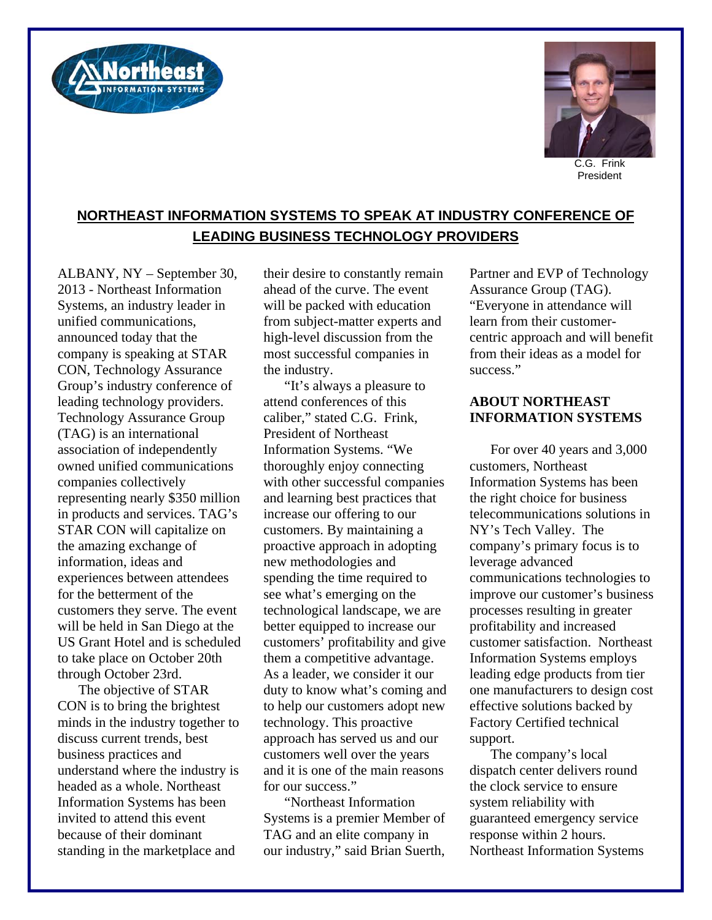C.G. Frink
President

## NORTHEAST INFORMATION SYSTEMS TO SPEAK AT INDUSTRY CONFERENCE OF LEADING BUSINESS TECHNOLOGY PROVIDERS

ALBANY, NY – September 30, 2013 - Northeast Information Systems, an industry leader in unified communications, announced today that the company is speaking at STAR CON, Technology Assurance Group's industry conference of leading technology providers. Technology Assurance Group (TAG) is an international association of independently owned unified communications companies collectively representing nearly $350 million in products and services. TAG's STAR CON will capitalize on the amazing exchange of information, ideas and experiences between attendees for the betterment of the customers they serve. The event will be held in San Diego at the US Grant Hotel and is scheduled to take place on October 20th through October 23rd.

The objective of STAR CON is to bring the brightest minds in the industry together to discuss current trends, best business practices and understand where the industry is headed as a whole. Northeast Information Systems has been invited to attend this event because of their dominant standing in the marketplace and their desire to constantly remain ahead of the curve. The event will be packed with education from subject-matter experts and high-level discussion from the most successful companies in the industry.

"It's always a pleasure to attend conferences of this caliber," stated C.G. Frink, President of Northeast Information Systems. "We thoroughly enjoy connecting with other successful companies and learning best practices that increase our offering to our customers. By maintaining a proactive approach in adopting new methodologies and spending the time required to see what's emerging on the technological landscape, we are better equipped to increase our customers' profitability and give them a competitive advantage. As a leader, we consider it our duty to know what's coming and to help our customers adopt new technology. This proactive approach has served us and our customers well over the years and it is one of the main reasons for our success."

"Northeast Information Systems is a premier Member of TAG and an elite company in our industry," said Brian Suerth, Partner and EVP of Technology Assurance Group (TAG). "Everyone in attendance will learn from their customer-centric approach and will benefit from their ideas as a model for success."

### ABOUT NORTHEAST INFORMATION SYSTEMS

For over 40 years and 3,000 customers, Northeast Information Systems has been the right choice for business telecommunications solutions in NY's Tech Valley. The company's primary focus is to leverage advanced communications technologies to improve our customer's business processes resulting in greater profitability and increased customer satisfaction. Northeast Information Systems employs leading edge products from tier one manufacturers to design cost effective solutions backed by Factory Certified technical support.

The company's local dispatch center delivers round the clock service to ensure system reliability with guaranteed emergency service response within 2 hours. Northeast Information Systems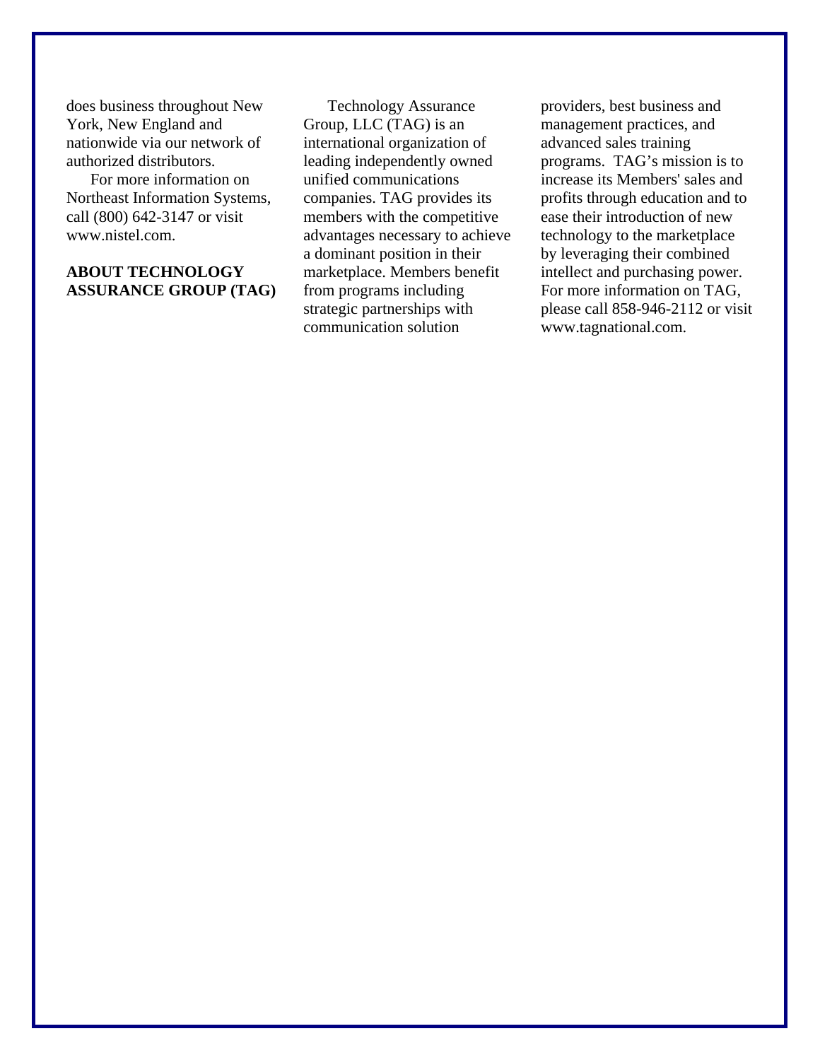does business throughout New York, New England and nationwide via our network of authorized distributors.

For more information on Northeast Information Systems, call (800) 642-3147 or visit www.nistel.com.

**ABOUT TECHNOLOGY ASSURANCE GROUP (TAG)**

Technology Assurance Group, LLC (TAG) is an international organization of leading independently owned unified communications companies. TAG provides its members with the competitive advantages necessary to achieve a dominant position in their marketplace. Members benefit from programs including strategic partnerships with communication solution providers, best business and management practices, and advanced sales training programs. TAG's mission is to increase its Members' sales and profits through education and to ease their introduction of new technology to the marketplace by leveraging their combined intellect and purchasing power. For more information on TAG, please call 858-946-2112 or visit www.tagnational.com.